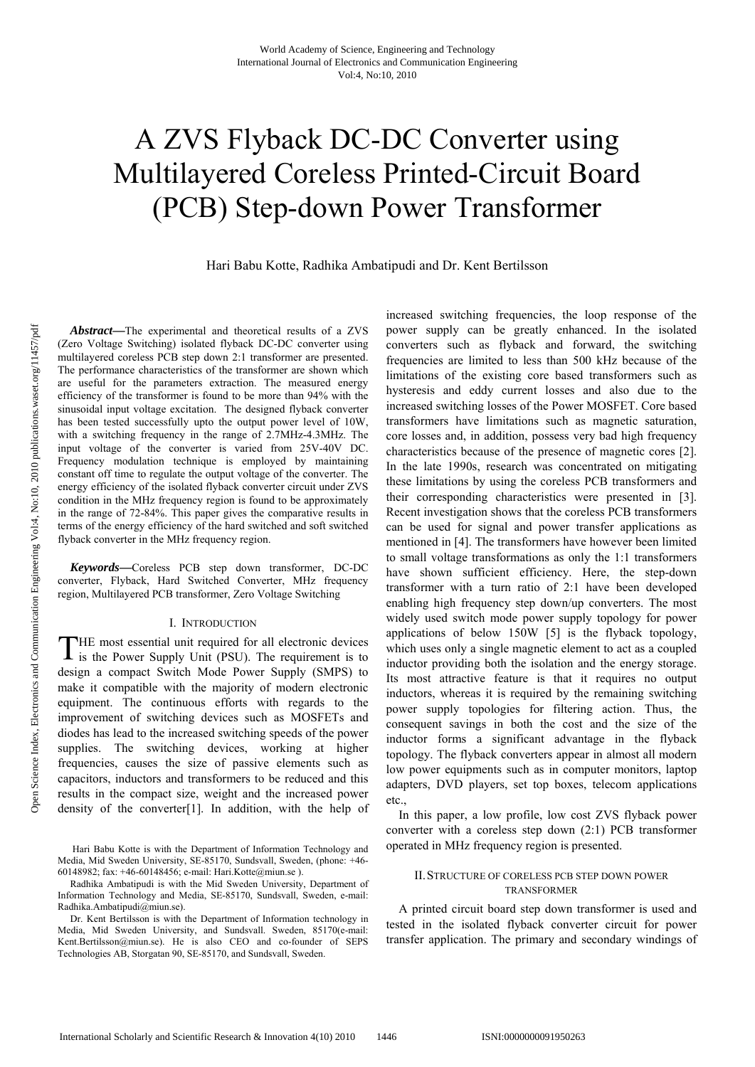# A ZVS Flyback DC-DC Converter using Multilayered Coreless Printed-Circuit Board (PCB) Step-down Power Transformer

Hari Babu Kotte, Radhika Ambatipudi and Dr. Kent Bertilsson

***Abstract*—**The experimental and theoretical results of a ZVS (Zero Voltage Switching) isolated flyback DC-DC converter using multilayered coreless PCB step down 2:1 transformer are presented. The performance characteristics of the transformer are shown which are useful for the parameters extraction. The measured energy efficiency of the transformer is found to be more than 94% with the sinusoidal input voltage excitation. The designed flyback converter has been tested successfully upto the output power level of 10W, with a switching frequency in the range of 2.7MHz-4.3MHz. The input voltage of the converter is varied from 25V-40V DC. Frequency modulation technique is employed by maintaining constant off time to regulate the output voltage of the converter. The energy efficiency of the isolated flyback converter circuit under ZVS condition in the MHz frequency region is found to be approximately in the range of 72-84%. This paper gives the comparative results in terms of the energy efficiency of the hard switched and soft switched flyback converter in the MHz frequency region.

***Keywords*—**Coreless PCB step down transformer, DC-DC converter, Flyback, Hard Switched Converter, MHz frequency region, Multilayered PCB transformer, Zero Voltage Switching

## I. Introduction

THE most essential unit required for all electronic devices is the Power Supply Unit (PSU). The requirement is to design a compact Switch Mode Power Supply (SMPS) to make it compatible with the majority of modern electronic equipment. The continuous efforts with regards to the improvement of switching devices such as MOSFETs and diodes has lead to the increased switching speeds of the power supplies. The switching devices, working at higher frequencies, causes the size of passive elements such as capacitors, inductors and transformers to be reduced and this results in the compact size, weight and the increased power density of the converter[1]. In addition, with the help of increased switching frequencies, the loop response of the power supply can be greatly enhanced. In the isolated converters such as flyback and forward, the switching frequencies are limited to less than 500 kHz because of the limitations of the existing core based transformers such as hysteresis and eddy current losses and also due to the increased switching losses of the Power MOSFET. Core based transformers have limitations such as magnetic saturation, core losses and, in addition, possess very bad high frequency characteristics because of the presence of magnetic cores [2]. In the late 1990s, research was concentrated on mitigating these limitations by using the coreless PCB transformers and their corresponding characteristics were presented in [3]. Recent investigation shows that the coreless PCB transformers can be used for signal and power transfer applications as mentioned in [4]. The transformers have however been limited to small voltage transformations as only the 1:1 transformers have shown sufficient efficiency. Here, the step-down transformer with a turn ratio of 2:1 have been developed enabling high frequency step down/up converters. The most widely used switch mode power supply topology for power applications of below 150W [5] is the flyback topology, which uses only a single magnetic element to act as a coupled inductor providing both the isolation and the energy storage. Its most attractive feature is that it requires no output inductors, whereas it is required by the remaining switching power supply topologies for filtering action. Thus, the consequent savings in both the cost and the size of the inductor forms a significant advantage in the flyback topology. The flyback converters appear in almost all modern low power equipments such as in computer monitors, laptop adapters, DVD players, set top boxes, telecom applications etc.,

In this paper, a low profile, low cost ZVS flyback power converter with a coreless step down (2:1) PCB transformer operated in MHz frequency region is presented.

## II. Structure of Coreless PCB Step Down Power Transformer

A printed circuit board step down transformer is used and tested in the isolated flyback converter circuit for power transfer application. The primary and secondary windings of

---

Hari Babu Kotte is with the Department of Information Technology and Media, Mid Sweden University, SE-85170, Sundsvall, Sweden, (phone: +46-60148982; fax: +46-60148456; e-mail: Hari.Kotte@miun.se ).

Radhika Ambatipudi is with the Mid Sweden University, Department of Information Technology and Media, SE-85170, Sundsvall, Sweden, e-mail: Radhika.Ambatipudi@miun.se).

Dr. Kent Bertilsson is with the Department of Information technology in Media, Mid Sweden University, and Sundsvall. Sweden, 85170(e-mail: Kent.Bertilsson@miun.se). He is also CEO and co-founder of SEPS Technologies AB, Storgatan 90, SE-85170, and Sundsvall, Sweden.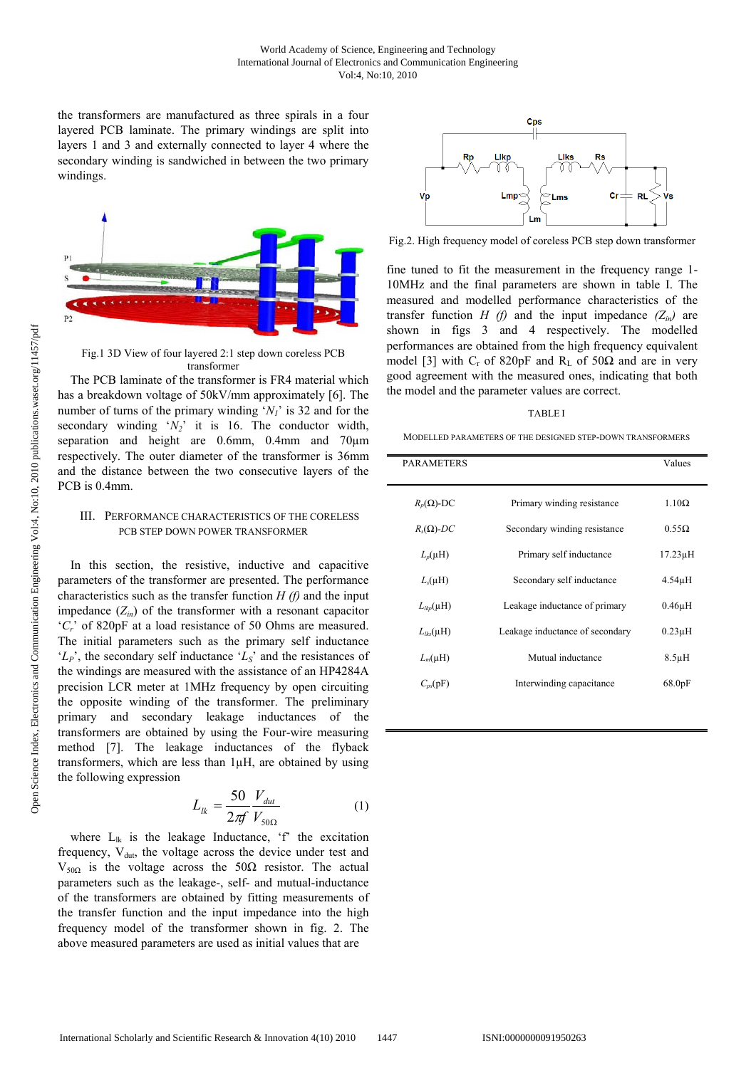the transformers are manufactured as three spirals in a four layered PCB laminate. The primary windings are split into layers 1 and 3 and externally connected to layer 4 where the secondary winding is sandwiched in between the two primary windings.

Fig.1 3D View of four layered 2:1 step down coreless PCB transformer

The PCB laminate of the transformer is FR4 material which has a breakdown voltage of 50kV/mm approximately [6]. The number of turns of the primary winding '$N_1$' is 32 and for the secondary winding '$N_2$' it is 16. The conductor width, separation and height are 0.6mm, 0.4mm and 70µm respectively. The outer diameter of the transformer is 36mm and the distance between the two consecutive layers of the PCB is 0.4mm.

## III. Performance Characteristics of the Coreless PCB Step Down Power Transformer

In this section, the resistive, inductive and capacitive parameters of the transformer are presented. The performance characteristics such as the transfer function *H (f)* and the input impedance ($Z_{in}$) of the transformer with a resonant capacitor '$C_r$' of 820pF at a load resistance of 50 Ohms are measured. The initial parameters such as the primary self inductance '$L_P$', the secondary self inductance '$L_S$' and the resistances of the windings are measured with the assistance of an HP4284A precision LCR meter at 1MHz frequency by open circuiting the opposite winding of the transformer. The preliminary primary and secondary leakage inductances of the transformers are obtained by using the Four-wire measuring method [7]. The leakage inductances of the flyback transformers, which are less than 1µH, are obtained by using the following expression

$$L_{lk} = \frac{50}{2\pi f} \frac{V_{dut}}{V_{50\Omega}} \quad (1)$$

where $L_{lk}$ is the leakage Inductance, 'f' the excitation frequency, $V_{dut}$, the voltage across the device under test and $V_{50\Omega}$ is the voltage across the 50Ω resistor. The actual parameters such as the leakage-, self- and mutual-inductance of the transformers are obtained by fitting measurements of the transfer function and the input impedance into the high frequency model of the transformer shown in fig. 2. The above measured parameters are used as initial values that are

Fig.2. High frequency model of coreless PCB step down transformer

fine tuned to fit the measurement in the frequency range 1-10MHz and the final parameters are shown in table I. The measured and modelled performance characteristics of the transfer function *H (f)* and the input impedance *($Z_{in}$)* are shown in figs 3 and 4 respectively. The modelled performances are obtained from the high frequency equivalent model [3] with $C_r$ of 820pF and $R_L$ of 50Ω and are in very good agreement with the measured ones, indicating that both the model and the parameter values are correct.

TABLE I

MODELLED PARAMETERS OF THE DESIGNED STEP-DOWN TRANSFORMERS

| PARAMETERS | | Values |
|---|---|---|
| $R_p$(Ω)-DC | Primary winding resistance | 1.10Ω |
| $R_s$(Ω)-DC | Secondary winding resistance | 0.55Ω |
| $L_p$(µH) | Primary self inductance | 17.23µH |
| $L_s$(µH) | Secondary self inductance | 4.54µH |
| $L_{lkp}$(µH) | Leakage inductance of primary | 0.46µH |
| $L_{lks}$(µH) | Leakage inductance of secondary | 0.23µH |
| $L_m$(µH) | Mutual inductance | 8.5µH |
| $C_{ps}$(pF) | Interwinding capacitance | 68.0pF |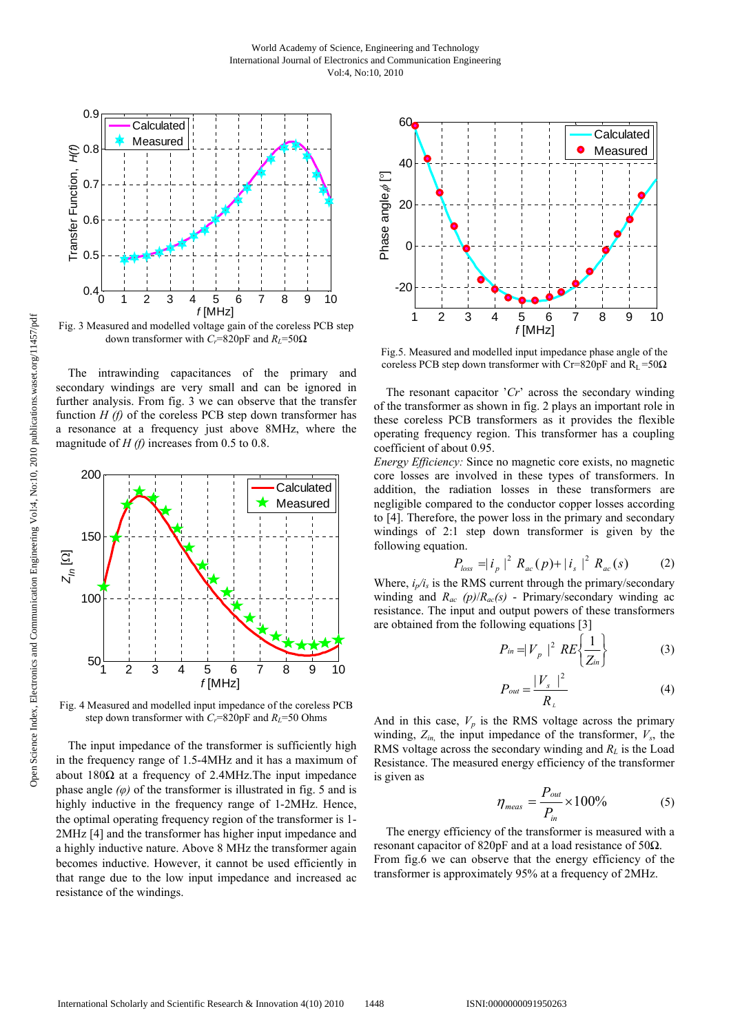Fig. 3 Measured and modelled voltage gain of the coreless PCB step down transformer with $C_r$=820pF and $R_L$=50Ω

The intrawinding capacitances of the primary and secondary windings are very small and can be ignored in further analysis. From fig. 3 we can observe that the transfer function *H (f)* of the coreless PCB step down transformer has a resonance at a frequency just above 8MHz, where the magnitude of *H (f)* increases from 0.5 to 0.8.

Fig. 4 Measured and modelled input impedance of the coreless PCB step down transformer with $C_r$=820pF and $R_L$=50 Ohms

The input impedance of the transformer is sufficiently high in the frequency range of 1.5-4MHz and it has a maximum of about 180Ω at a frequency of 2.4MHz.The input impedance phase angle *(φ)* of the transformer is illustrated in fig. 5 and is highly inductive in the frequency range of 1-2MHz. Hence, the optimal operating frequency region of the transformer is 1-2MHz [4] and the transformer has higher input impedance and a highly inductive nature. Above 8 MHz the transformer again becomes inductive. However, it cannot be used efficiently in that range due to the low input impedance and increased ac resistance of the windings.

Fig.5. Measured and modelled input impedance phase angle of the coreless PCB step down transformer with Cr=820pF and $R_L$ =50Ω

The resonant capacitor '*Cr*' across the secondary winding of the transformer as shown in fig. 2 plays an important role in these coreless PCB transformers as it provides the flexible operating frequency region. This transformer has a coupling coefficient of about 0.95.

*Energy Efficiency:* Since no magnetic core exists, no magnetic core losses are involved in these types of transformers. In addition, the radiation losses in these transformers are negligible compared to the conductor copper losses according to [4]. Therefore, the power loss in the primary and secondary windings of 2:1 step down transformer is given by the following equation.

$$P_{loss} = |i_p|^2 R_{ac}(p) + |i_s|^2 R_{ac}(s) \tag{2}$$

Where, $i_p/i_s$ is the RMS current through the primary/secondary winding and $R_{ac}(p)/R_{ac}(s)$ - Primary/secondary winding ac resistance. The input and output powers of these transformers are obtained from the following equations [3]

$$P_{in} = |V_p|^2 \, RE\left\{\frac{1}{Z_{in}}\right\} \tag{3}$$

$$P_{out} = \frac{|V_s|^2}{R_L} \tag{4}$$

And in this case, $V_p$ is the RMS voltage across the primary winding, $Z_{in}$, the input impedance of the transformer, $V_s$, the RMS voltage across the secondary winding and $R_L$ is the Load Resistance. The measured energy efficiency of the transformer is given as

$$\eta_{meas} = \frac{P_{out}}{P_{in}} \times 100\% \tag{5}$$

The energy efficiency of the transformer is measured with a resonant capacitor of 820pF and at a load resistance of 50Ω. From fig.6 we can observe that the energy efficiency of the transformer is approximately 95% at a frequency of 2MHz.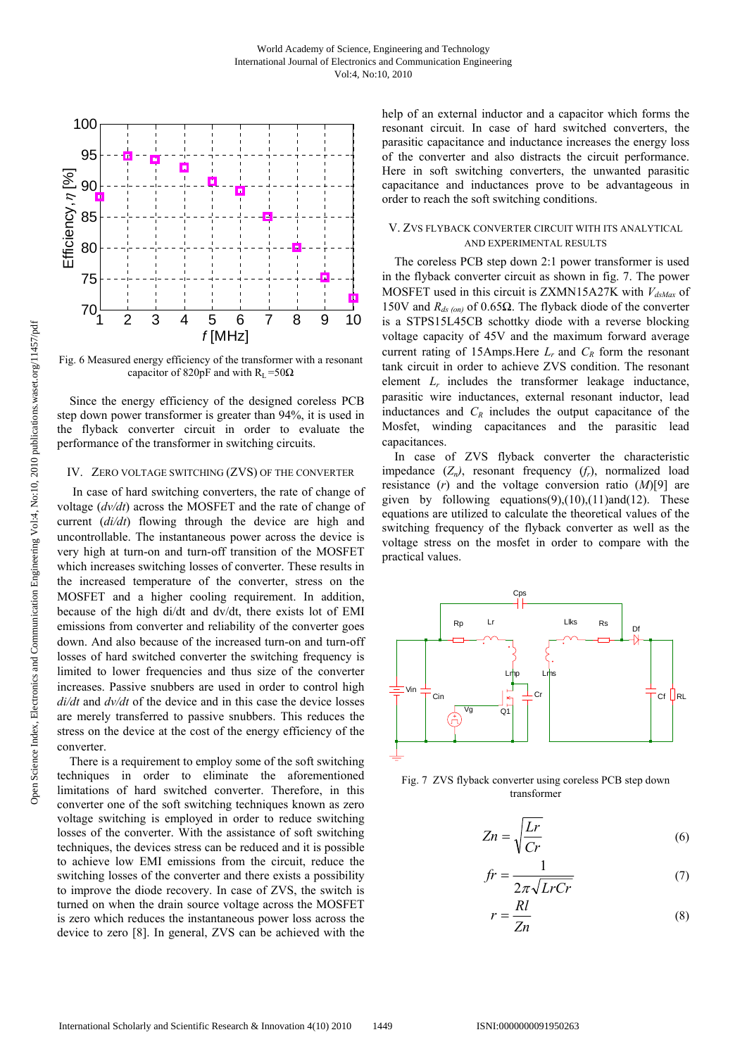Fig. 6 Measured energy efficiency of the transformer with a resonant capacitor of 820pF and with $R_L$ =50Ω

Since the energy efficiency of the designed coreless PCB step down power transformer is greater than 94%, it is used in the flyback converter circuit in order to evaluate the performance of the transformer in switching circuits.

## IV. Zero Voltage Switching (ZVS) of the Converter

In case of hard switching converters, the rate of change of voltage (*dv/dt*) across the MOSFET and the rate of change of current (*di/dt*) flowing through the device are high and uncontrollable. The instantaneous power across the device is very high at turn-on and turn-off transition of the MOSFET which increases switching losses of converter. These results in the increased temperature of the converter, stress on the MOSFET and a higher cooling requirement. In addition, because of the high di/dt and dv/dt, there exists lot of EMI emissions from converter and reliability of the converter goes down. And also because of the increased turn-on and turn-off losses of hard switched converter the switching frequency is limited to lower frequencies and thus size of the converter increases. Passive snubbers are used in order to control high *di/dt* and *dv/dt* of the device and in this case the device losses are merely transferred to passive snubbers. This reduces the stress on the device at the cost of the energy efficiency of the converter.

There is a requirement to employ some of the soft switching techniques in order to eliminate the aforementioned limitations of hard switched converter. Therefore, in this converter one of the soft switching techniques known as zero voltage switching is employed in order to reduce switching losses of the converter. With the assistance of soft switching techniques, the devices stress can be reduced and it is possible to achieve low EMI emissions from the circuit, reduce the switching losses of the converter and there exists a possibility to improve the diode recovery. In case of ZVS, the switch is turned on when the drain source voltage across the MOSFET is zero which reduces the instantaneous power loss across the device to zero [8]. In general, ZVS can be achieved with the help of an external inductor and a capacitor which forms the resonant circuit. In case of hard switched converters, the parasitic capacitance and inductance increases the energy loss of the converter and also distracts the circuit performance. Here in soft switching converters, the unwanted parasitic capacitance and inductances prove to be advantageous in order to reach the soft switching conditions.

## V. ZVS Flyback Converter Circuit with its Analytical and Experimental Results

The coreless PCB step down 2:1 power transformer is used in the flyback converter circuit as shown in fig. 7. The power MOSFET used in this circuit is ZXMN15A27K with $V_{dsMax}$ of 150V and $R_{ds\,(on)}$ of 0.65Ω. The flyback diode of the converter is a STPS15L45CB schottky diode with a reverse blocking voltage capacity of 45V and the maximum forward average current rating of 15Amps.Here $L_r$ and $C_R$ form the resonant tank circuit in order to achieve ZVS condition. The resonant element $L_r$ includes the transformer leakage inductance, parasitic wire inductances, external resonant inductor, lead inductances and $C_R$ includes the output capacitance of the Mosfet, winding capacitances and the parasitic lead capacitances.

In case of ZVS flyback converter the characteristic impedance ($Z_n$), resonant frequency ($f_r$), normalized load resistance ($r$) and the voltage conversion ratio ($M$)[9] are given by following equations(9),(10),(11)and(12). These equations are utilized to calculate the theoretical values of the switching frequency of the flyback converter as well as the voltage stress on the mosfet in order to compare with the practical values.

Fig. 7 ZVS flyback converter using coreless PCB step down transformer

$$Zn = \sqrt{\frac{Lr}{Cr}} \tag{6}$$

$$fr = \frac{1}{2\pi\sqrt{LrCr}} \tag{7}$$

$$r = \frac{Rl}{Zn} \tag{8}$$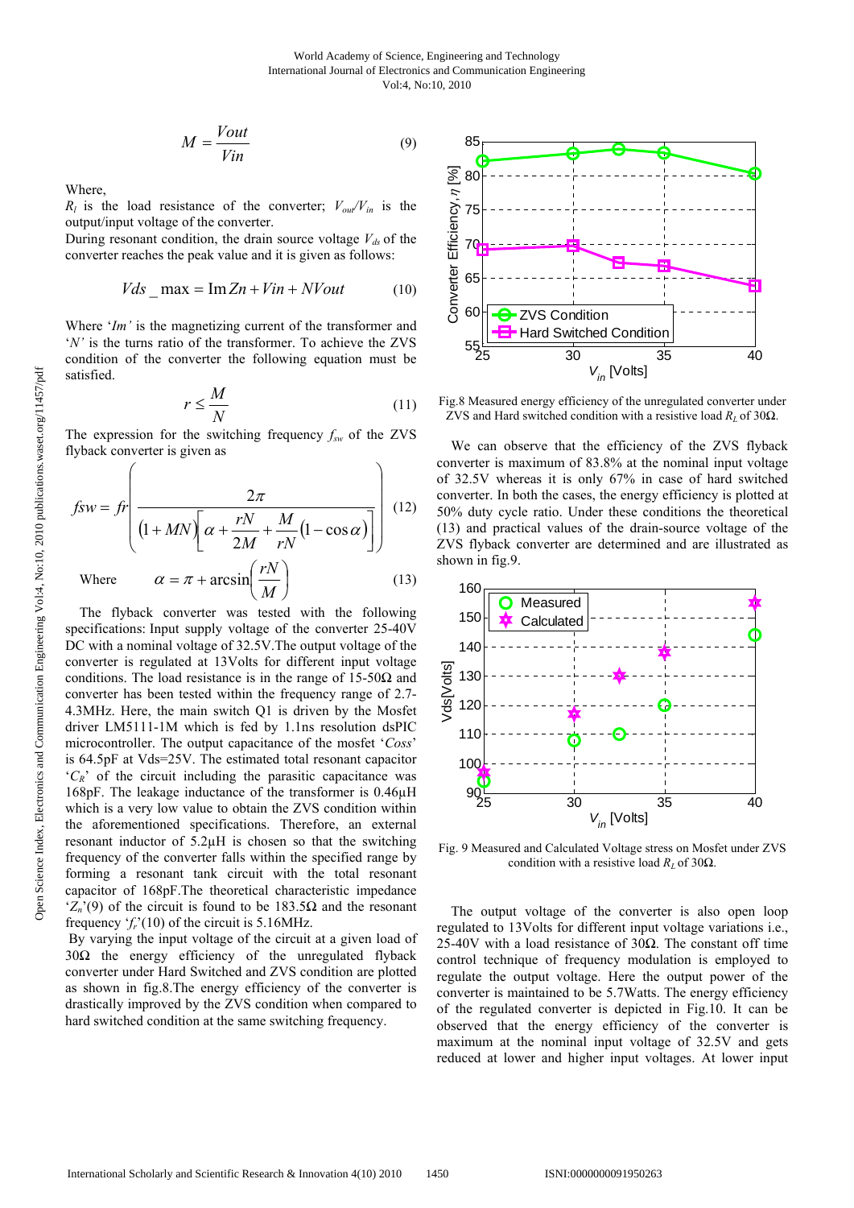$$M = \frac{Vout}{Vin} \tag{9}$$

Where,

$R_l$ is the load resistance of the converter; $V_{out}/V_{in}$ is the output/input voltage of the converter.

During resonant condition, the drain source voltage $V_{ds}$ of the converter reaches the peak value and it is given as follows:

$$Vds\_\max = \operatorname{Im} Zn + Vin + NVout \tag{10}$$

Where '*Im'* is the magnetizing current of the transformer and '*N'* is the turns ratio of the transformer. To achieve the ZVS condition of the converter the following equation must be satisfied.

$$r \leq \frac{M}{N} \tag{11}$$

The expression for the switching frequency $f_{sw}$ of the ZVS flyback converter is given as

$$fsw = fr\left(\frac{2\pi}{(1+MN)\left[\alpha + \frac{rN}{2M} + \frac{M}{rN}(1-\cos\alpha)\right]}\right) \tag{12}$$

Where $$\alpha = \pi + \arcsin\left(\frac{rN}{M}\right) \tag{13}$$

The flyback converter was tested with the following specifications: Input supply voltage of the converter 25-40V DC with a nominal voltage of 32.5V.The output voltage of the converter is regulated at 13Volts for different input voltage conditions. The load resistance is in the range of 15-50Ω and converter has been tested within the frequency range of 2.7-4.3MHz. Here, the main switch Q1 is driven by the Mosfet driver LM5111-1M which is fed by 1.1ns resolution dsPIC microcontroller. The output capacitance of the mosfet '*Coss*' is 64.5pF at Vds=25V. The estimated total resonant capacitor '$C_R$' of the circuit including the parasitic capacitance was 168pF. The leakage inductance of the transformer is 0.46μH which is a very low value to obtain the ZVS condition within the aforementioned specifications. Therefore, an external resonant inductor of 5.2μH is chosen so that the switching frequency of the converter falls within the specified range by forming a resonant tank circuit with the total resonant capacitor of 168pF.The theoretical characteristic impedance '$Z_n$'(9) of the circuit is found to be 183.5Ω and the resonant frequency '$f_r$'(10) of the circuit is 5.16MHz.

By varying the input voltage of the circuit at a given load of 30Ω the energy efficiency of the unregulated flyback converter under Hard Switched and ZVS condition are plotted as shown in fig.8.The energy efficiency of the converter is drastically improved by the ZVS condition when compared to hard switched condition at the same switching frequency.

Fig.8 Measured energy efficiency of the unregulated converter under ZVS and Hard switched condition with a resistive load $R_L$ of 30Ω.

We can observe that the efficiency of the ZVS flyback converter is maximum of 83.8% at the nominal input voltage of 32.5V whereas it is only 67% in case of hard switched converter. In both the cases, the energy efficiency is plotted at 50% duty cycle ratio. Under these conditions the theoretical (13) and practical values of the drain-source voltage of the ZVS flyback converter are determined and are illustrated as shown in fig.9.

Fig. 9 Measured and Calculated Voltage stress on Mosfet under ZVS condition with a resistive load $R_L$ of 30Ω.

The output voltage of the converter is also open loop regulated to 13Volts for different input voltage variations i.e., 25-40V with a load resistance of 30Ω. The constant off time control technique of frequency modulation is employed to regulate the output voltage. Here the output power of the converter is maintained to be 5.7Watts. The energy efficiency of the regulated converter is depicted in Fig.10. It can be observed that the energy efficiency of the converter is maximum at the nominal input voltage of 32.5V and gets reduced at lower and higher input voltages. At lower input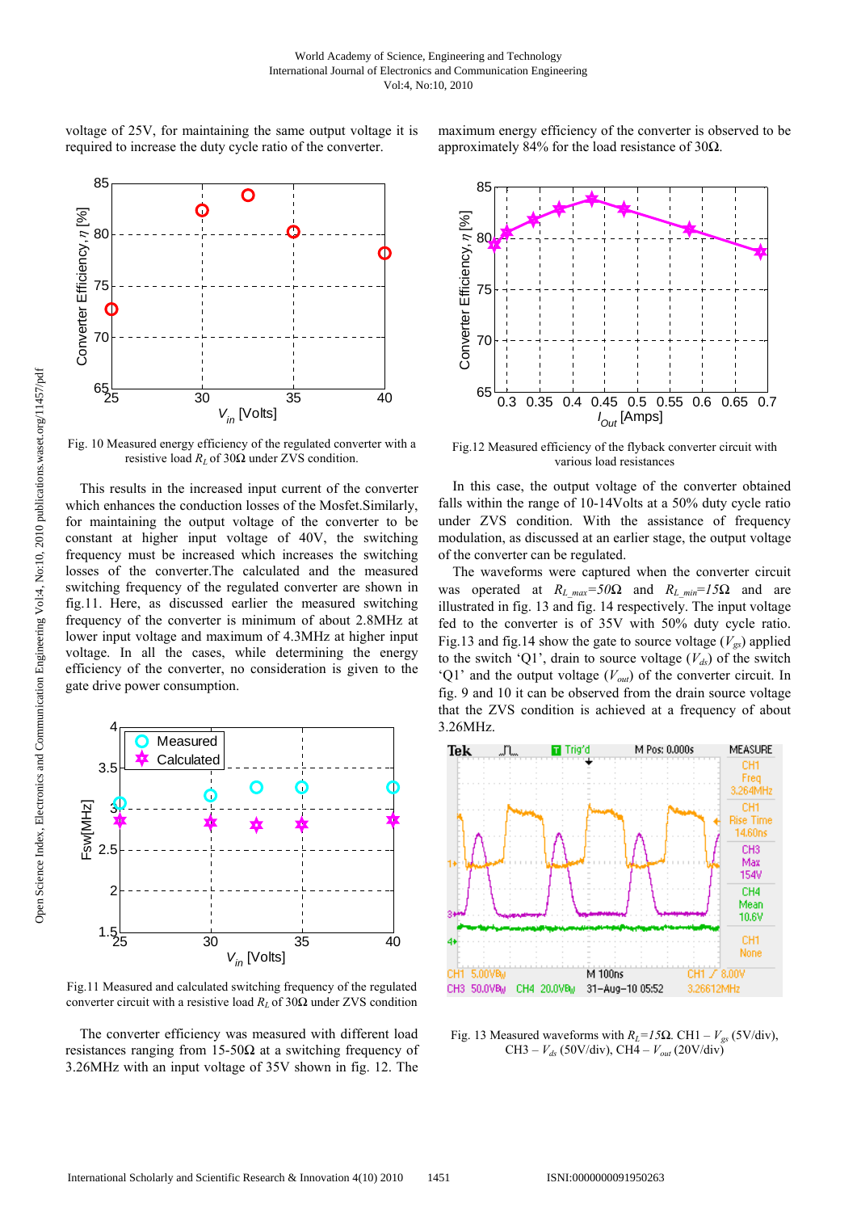voltage of 25V, for maintaining the same output voltage it is required to increase the duty cycle ratio of the converter.

Fig. 10 Measured energy efficiency of the regulated converter with a resistive load $R_L$ of 30Ω under ZVS condition.

This results in the increased input current of the converter which enhances the conduction losses of the Mosfet.Similarly, for maintaining the output voltage of the converter to be constant at higher input voltage of 40V, the switching frequency must be increased which increases the switching losses of the converter.The calculated and the measured switching frequency of the regulated converter are shown in fig.11. Here, as discussed earlier the measured switching frequency of the converter is minimum of about 2.8MHz at lower input voltage and maximum of 4.3MHz at higher input voltage. In all the cases, while determining the energy efficiency of the converter, no consideration is given to the gate drive power consumption.

Fig.11 Measured and calculated switching frequency of the regulated converter circuit with a resistive load $R_L$ of 30Ω under ZVS condition

The converter efficiency was measured with different load resistances ranging from 15-50Ω at a switching frequency of 3.26MHz with an input voltage of 35V shown in fig. 12. The maximum energy efficiency of the converter is observed to be approximately 84% for the load resistance of 30Ω.

Fig.12 Measured efficiency of the flyback converter circuit with various load resistances

In this case, the output voltage of the converter obtained falls within the range of 10-14Volts at a 50% duty cycle ratio under ZVS condition. With the assistance of frequency modulation, as discussed at an earlier stage, the output voltage of the converter can be regulated.

The waveforms were captured when the converter circuit was operated at $R_{L\_max}=50\Omega$ and $R_{L\_min}=15\Omega$ and are illustrated in fig. 13 and fig. 14 respectively. The input voltage fed to the converter is of 35V with 50% duty cycle ratio. Fig.13 and fig.14 show the gate to source voltage ($V_{gs}$) applied to the switch 'Q1', drain to source voltage ($V_{ds}$) of the switch 'Q1' and the output voltage ($V_{out}$) of the converter circuit. In fig. 9 and 10 it can be observed from the drain source voltage that the ZVS condition is achieved at a frequency of about 3.26MHz.

Fig. 13 Measured waveforms with $R_L=15\Omega$. CH1 – $V_{gs}$ (5V/div), CH3 – $V_{ds}$ (50V/div), CH4 – $V_{out}$ (20V/div)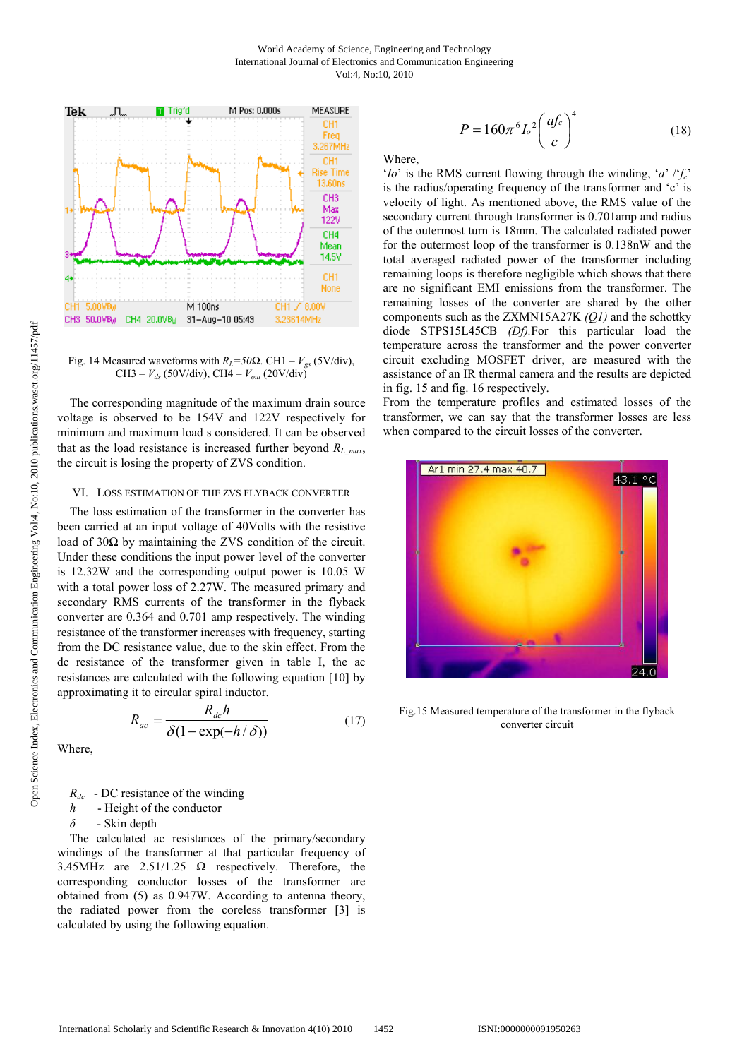Fig. 14 Measured waveforms with $R_L$=50Ω. CH1 – $V_{gs}$ (5V/div), CH3 – $V_{ds}$ (50V/div), CH4 – $V_{out}$ (20V/div)

The corresponding magnitude of the maximum drain source voltage is observed to be 154V and 122V respectively for minimum and maximum load s considered. It can be observed that as the load resistance is increased further beyond $R_{L\_max}$, the circuit is losing the property of ZVS condition.

## VI. Loss Estimation of the ZVS Flyback Converter

The loss estimation of the transformer in the converter has been carried at an input voltage of 40Volts with the resistive load of 30Ω by maintaining the ZVS condition of the circuit. Under these conditions the input power level of the converter is 12.32W and the corresponding output power is 10.05 W with a total power loss of 2.27W. The measured primary and secondary RMS currents of the transformer in the flyback converter are 0.364 and 0.701 amp respectively. The winding resistance of the transformer increases with frequency, starting from the DC resistance value, due to the skin effect. From the dc resistance of the transformer given in table I, the ac resistances are calculated with the following equation [10] by approximating it to circular spiral inductor.

$$R_{ac} = \frac{R_{dc} h}{\delta(1 - \exp(-h/\delta))} \tag{17}$$

Where,

$R_{dc}$ - DC resistance of the winding
$h$ - Height of the conductor
$\delta$ - Skin depth

The calculated ac resistances of the primary/secondary windings of the transformer at that particular frequency of 3.45MHz are 2.51/1.25 Ω respectively. Therefore, the corresponding conductor losses of the transformer are obtained from (5) as 0.947W. According to antenna theory, the radiated power from the coreless transformer [3] is calculated by using the following equation.

$$P = 160\pi^6 I_o^2 \left(\frac{af_c}{c}\right)^4 \tag{18}$$

Where,
'$Io$' is the RMS current flowing through the winding, '$a$' /'$f_c$' is the radius/operating frequency of the transformer and 'c' is velocity of light. As mentioned above, the RMS value of the secondary current through transformer is 0.701amp and radius of the outermost turn is 18mm. The calculated radiated power for the outermost loop of the transformer is 0.138nW and the total averaged radiated power of the transformer including remaining loops is therefore negligible which shows that there are no significant EMI emissions from the transformer. The remaining losses of the converter are shared by the other components such as the ZXMN15A27K *(Q1)* and the schottky diode STPS15L45CB *(Df)*.For this particular load the temperature across the transformer and the power converter circuit excluding MOSFET driver, are measured with the assistance of an IR thermal camera and the results are depicted in fig. 15 and fig. 16 respectively.

From the temperature profiles and estimated losses of the transformer, we can say that the transformer losses are less when compared to the circuit losses of the converter.

Fig.15 Measured temperature of the transformer in the flyback converter circuit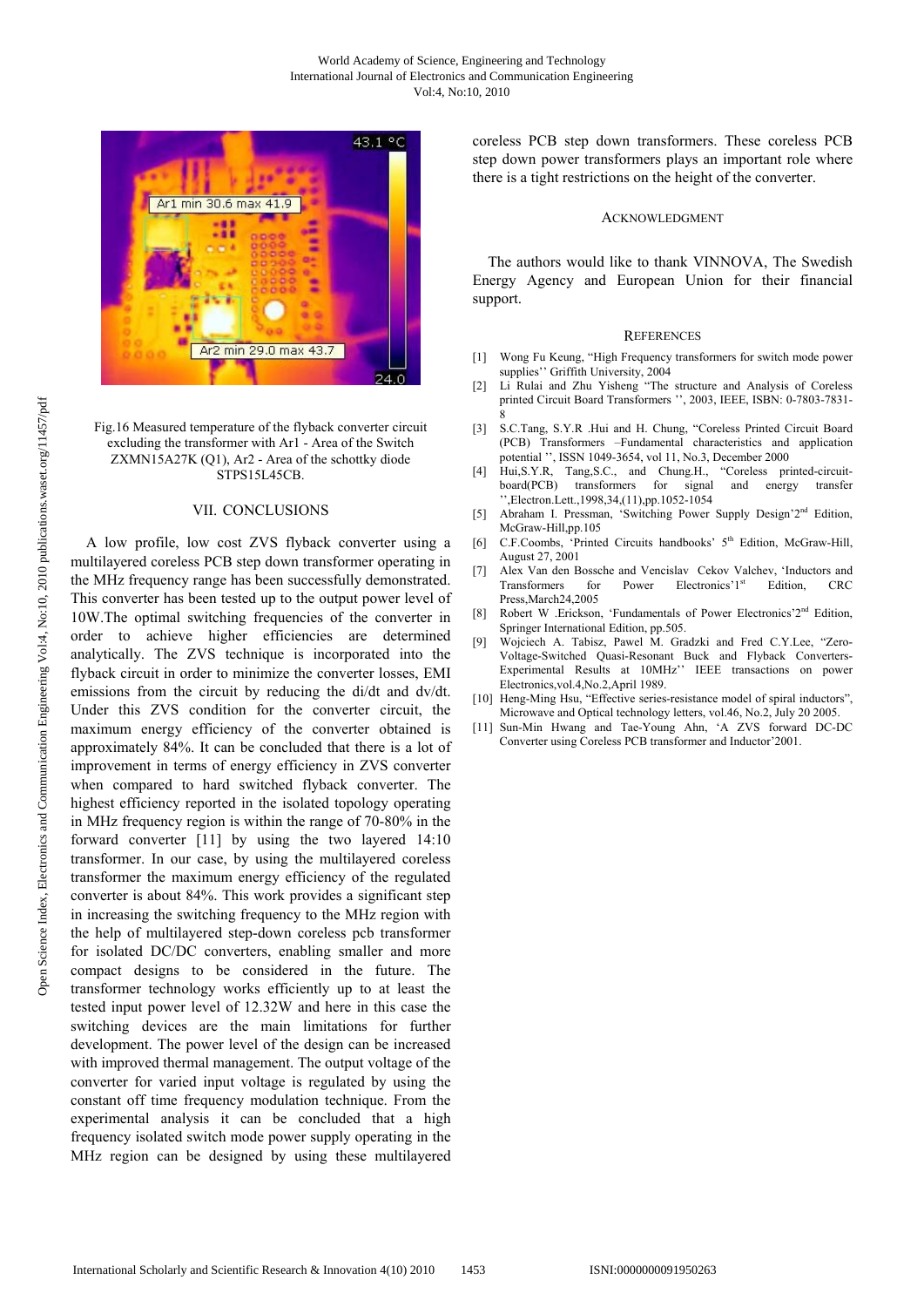43.1 °C

Ar1 min 30.6 max 41.9

Ar2 min 29.0 max 43.7

24.0

Fig.16 Measured temperature of the flyback converter circuit excluding the transformer with Ar1 - Area of the Switch ZXMN15A27K (Q1), Ar2 - Area of the schottky diode STPS15L45CB.

## VII. CONCLUSIONS

A low profile, low cost ZVS flyback converter using a multilayered coreless PCB step down transformer operating in the MHz frequency range has been successfully demonstrated. This converter has been tested up to the output power level of 10W.The optimal switching frequencies of the converter in order to achieve higher efficiencies are determined analytically. The ZVS technique is incorporated into the flyback circuit in order to minimize the converter losses, EMI emissions from the circuit by reducing the di/dt and dv/dt. Under this ZVS condition for the converter circuit, the maximum energy efficiency of the converter obtained is approximately 84%. It can be concluded that there is a lot of improvement in terms of energy efficiency in ZVS converter when compared to hard switched flyback converter. The highest efficiency reported in the isolated topology operating in MHz frequency region is within the range of 70-80% in the forward converter [11] by using the two layered 14:10 transformer. In our case, by using the multilayered coreless transformer the maximum energy efficiency of the regulated converter is about 84%. This work provides a significant step in increasing the switching frequency to the MHz region with the help of multilayered step-down coreless pcb transformer for isolated DC/DC converters, enabling smaller and more compact designs to be considered in the future. The transformer technology works efficiently up to at least the tested input power level of 12.32W and here in this case the switching devices are the main limitations for further development. The power level of the design can be increased with improved thermal management. The output voltage of the converter for varied input voltage is regulated by using the constant off time frequency modulation technique. From the experimental analysis it can be concluded that a high frequency isolated switch mode power supply operating in the MHz region can be designed by using these multilayered coreless PCB step down transformers. These coreless PCB step down power transformers plays an important role where there is a tight restrictions on the height of the converter.

## ACKNOWLEDGMENT

The authors would like to thank VINNOVA, The Swedish Energy Agency and European Union for their financial support.

## REFERENCES

[1] Wong Fu Keung, "High Frequency transformers for switch mode power supplies'' Griffith University, 2004

[2] Li Rulai and Zhu Yisheng "The structure and Analysis of Coreless printed Circuit Board Transformers '', 2003, IEEE, ISBN: 0-7803-7831-8

[3] S.C.Tang, S.Y.R .Hui and H. Chung, "Coreless Printed Circuit Board (PCB) Transformers –Fundamental characteristics and application potential '', ISSN 1049-3654, vol 11, No.3, December 2000

[4] Hui,S.Y.R, Tang,S.C., and Chung.H., "Coreless printed-circuit-board(PCB) transformers for signal and energy transfer '',Electron.Lett.,1998,34,(11),pp.1052-1054

[5] Abraham I. Pressman, 'Switching Power Supply Design'2nd Edition, McGraw-Hill,pp.105

[6] C.F.Coombs, 'Printed Circuits handbooks' 5th Edition, McGraw-Hill, August 27, 2001

[7] Alex Van den Bossche and Vencislav Cekov Valchev, 'Inductors and Transformers for Power Electronics'1st Edition, CRC Press,March24,2005

[8] Robert W .Erickson, 'Fundamentals of Power Electronics'2nd Edition, Springer International Edition, pp.505.

[9] Wojciech A. Tabisz, Pawel M. Gradzki and Fred C.Y.Lee, "Zero-Voltage-Switched Quasi-Resonant Buck and Flyback Converters-Experimental Results at 10MHz'' IEEE transactions on power Electronics,vol.4,No.2,April 1989.

[10] Heng-Ming Hsu, "Effective series-resistance model of spiral inductors", Microwave and Optical technology letters, vol.46, No.2, July 20 2005.

[11] Sun-Min Hwang and Tae-Young Ahn, 'A ZVS forward DC-DC Converter using Coreless PCB transformer and Inductor'2001.